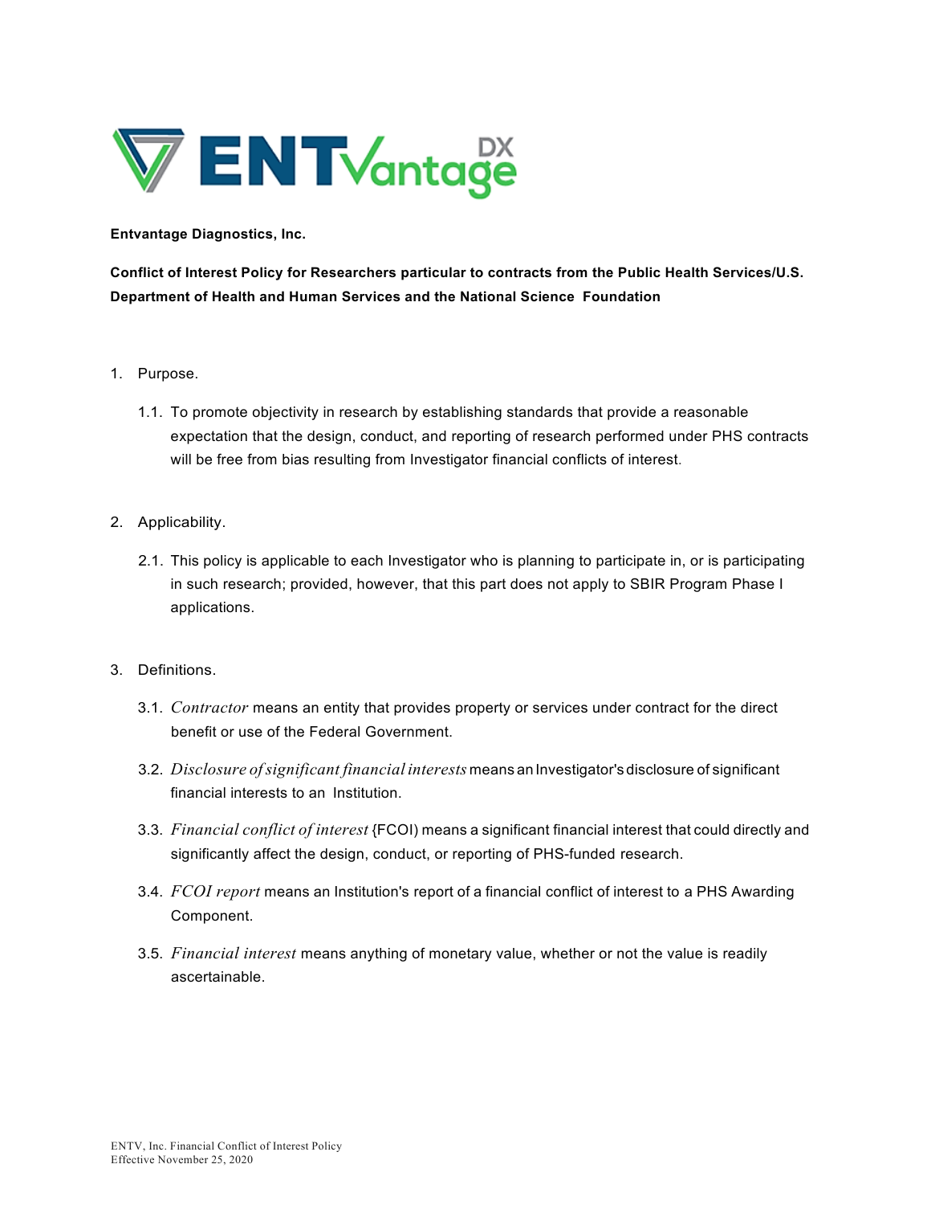**Entvantage Diagnostics, Inc.**

**Conflict of Interest Policy for Researchers particular to contracts from the Public Health Services/U.S. Department of Health and Human Services and the National Science Foundation**

1. Purpose.

    1.1. To promote objectivity in research by establishing standards that provide a reasonable expectation that the design, conduct, and reporting of research performed under PHS contracts will be free from bias resulting from Investigator financial conflicts of interest.

2. Applicability.

    2.1. This policy is applicable to each Investigator who is planning to participate in, or is participating in such research; provided, however, that this part does not apply to SBIR Program Phase I applications.

3. Definitions.

    3.1. *Contractor* means an entity that provides property or services under contract for the direct benefit or use of the Federal Government.

    3.2. *Disclosure of significant financial interests* means an Investigator's disclosure of significant financial interests to an Institution.

    3.3. *Financial conflict of interest* {FCOI) means a significant financial interest that could directly and significantly affect the design, conduct, or reporting of PHS-funded research.

    3.4. *FCOI report* means an Institution's report of a financial conflict of interest to a PHS Awarding Component.

    3.5. *Financial interest* means anything of monetary value, whether or not the value is readily ascertainable.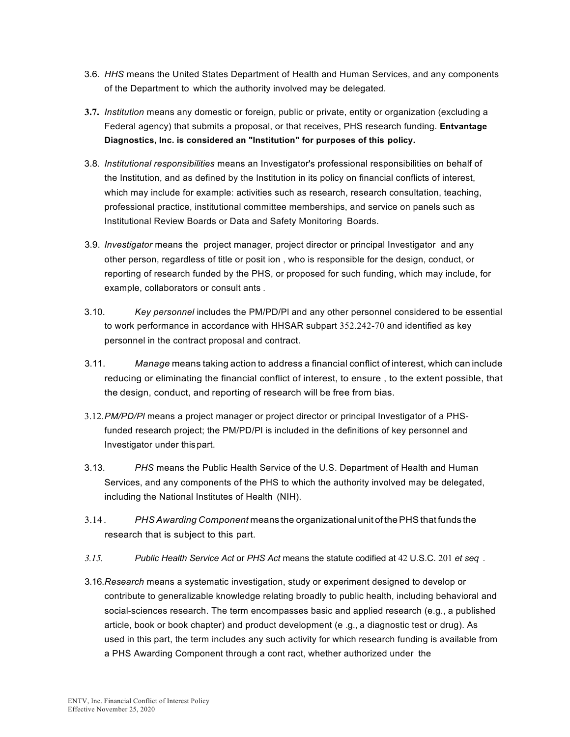3.6. *HHS* means the United States Department of Health and Human Services, and any components of the Department to which the authority involved may be delegated.

**3.7.** *Institution* means any domestic or foreign, public or private, entity or organization (excluding a Federal agency) that submits a proposal, or that receives, PHS research funding. **Entvantage Diagnostics, Inc. is considered an "Institution" for purposes of this policy.**

3.8. *Institutional responsibilities* means an Investigator's professional responsibilities on behalf of the Institution, and as defined by the Institution in its policy on financial conflicts of interest, which may include for example: activities such as research, research consultation, teaching, professional practice, institutional committee memberships, and service on panels such as Institutional Review Boards or Data and Safety Monitoring Boards.

3.9. *Investigator* means the project manager, project director or principal Investigator and any other person, regardless of title or posit ion , who is responsible for the design, conduct, or reporting of research funded by the PHS, or proposed for such funding, which may include, for example, collaborators or consult ants .

3.10. *Key personnel* includes the PM/PD/Pl and any other personnel considered to be essential to work performance in accordance with HHSAR subpart 352.242-70 and identified as key personnel in the contract proposal and contract.

3.11. *Manage* means taking action to address a financial conflict of interest, which can include reducing or eliminating the financial conflict of interest, to ensure , to the extent possible, that the design, conduct, and reporting of research will be free from bias.

3.12. *PM/PD/Pl* means a project manager or project director or principal Investigator of a PHS-funded research project; the PM/PD/Pl is included in the definitions of key personnel and Investigator under this part.

3.13. *PHS* means the Public Health Service of the U.S. Department of Health and Human Services, and any components of the PHS to which the authority involved may be delegated, including the National Institutes of Health (NIH).

3.14 . *PHS Awarding Component* means the organizational unit of the PHS that funds the research that is subject to this part.

*3.15.* *Public Health Service Act* or *PHS Act* means the statute codified at 42 U.S.C. 201 *et seq* .

3.16. *Research* means a systematic investigation, study or experiment designed to develop or contribute to generalizable knowledge relating broadly to public health, including behavioral and social-sciences research. The term encompasses basic and applied research (e.g., a published article, book or book chapter) and product development (e .g., a diagnostic test or drug). As used in this part, the term includes any such activity for which research funding is available from a PHS Awarding Component through a cont ract, whether authorized under the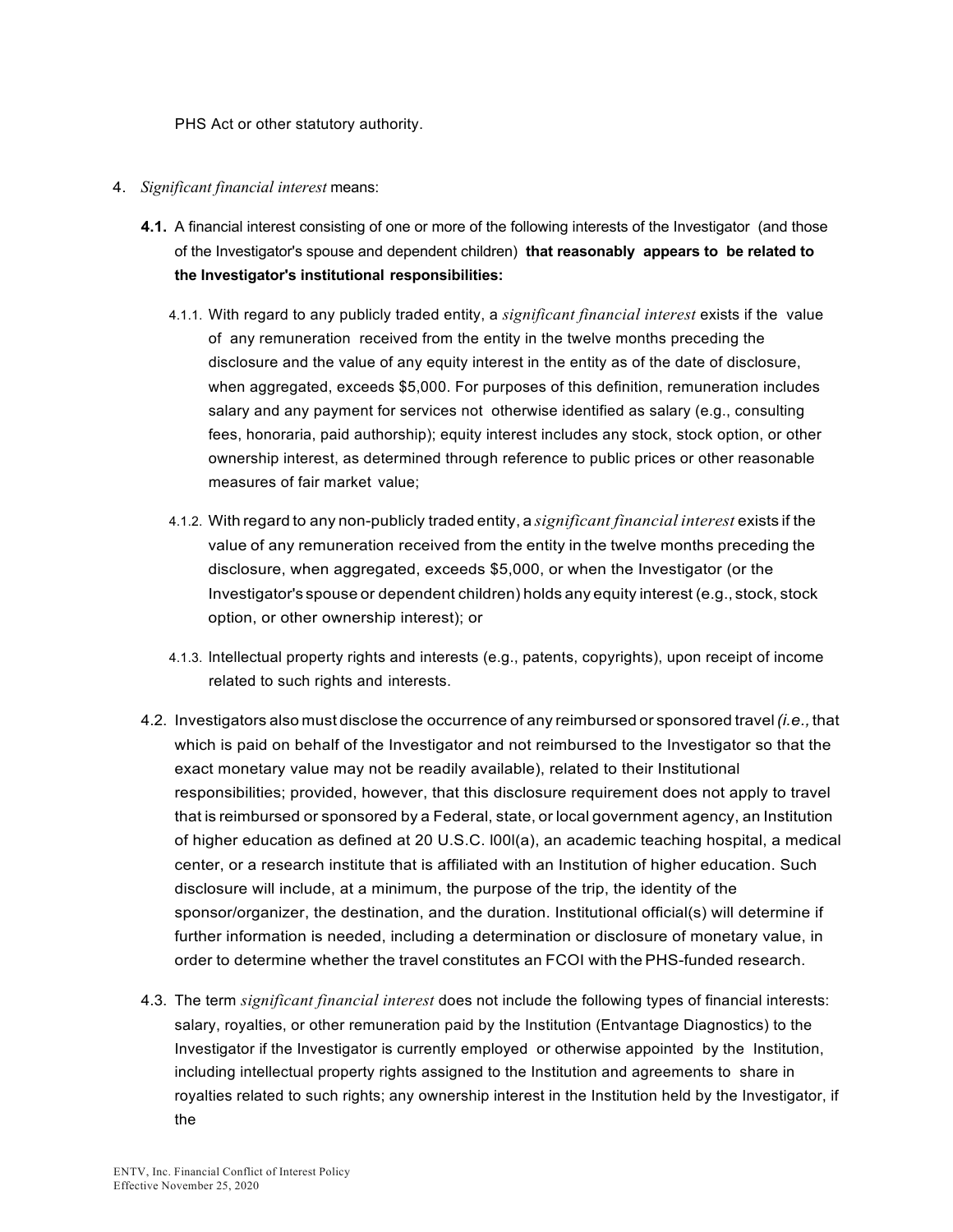PHS Act or other statutory authority.

4. *Significant financial interest* means:

   **4.1.** A financial interest consisting of one or more of the following interests of the Investigator (and those of the Investigator's spouse and dependent children) **that reasonably appears to be related to the Investigator's institutional responsibilities:**

      4.1.1. With regard to any publicly traded entity, a *significant financial interest* exists if the value of any remuneration received from the entity in the twelve months preceding the disclosure and the value of any equity interest in the entity as of the date of disclosure, when aggregated, exceeds $5,000. For purposes of this definition, remuneration includes salary and any payment for services not otherwise identified as salary (e.g., consulting fees, honoraria, paid authorship); equity interest includes any stock, stock option, or other ownership interest, as determined through reference to public prices or other reasonable measures of fair market value;

      4.1.2. With regard to any non-publicly traded entity, a *significant financial interest* exists if the value of any remuneration received from the entity in the twelve months preceding the disclosure, when aggregated, exceeds $5,000, or when the Investigator (or the Investigator's spouse or dependent children) holds any equity interest (e.g., stock, stock option, or other ownership interest); or

      4.1.3. Intellectual property rights and interests (e.g., patents, copyrights), upon receipt of income related to such rights and interests.

   4.2. Investigators also must disclose the occurrence of any reimbursed or sponsored travel *(i.e.,* that which is paid on behalf of the Investigator and not reimbursed to the Investigator so that the exact monetary value may not be readily available), related to their Institutional responsibilities; provided, however, that this disclosure requirement does not apply to travel that is reimbursed or sponsored by a Federal, state, or local government agency, an Institution of higher education as defined at 20 U.S.C. l00l(a), an academic teaching hospital, a medical center, or a research institute that is affiliated with an Institution of higher education. Such disclosure will include, at a minimum, the purpose of the trip, the identity of the sponsor/organizer, the destination, and the duration. Institutional official(s) will determine if further information is needed, including a determination or disclosure of monetary value, in order to determine whether the travel constitutes an FCOI with the PHS-funded research.

   4.3. The term *significant financial interest* does not include the following types of financial interests: salary, royalties, or other remuneration paid by the Institution (Entvantage Diagnostics) to the Investigator if the Investigator is currently employed or otherwise appointed by the Institution, including intellectual property rights assigned to the Institution and agreements to share in royalties related to such rights; any ownership interest in the Institution held by the Investigator, if the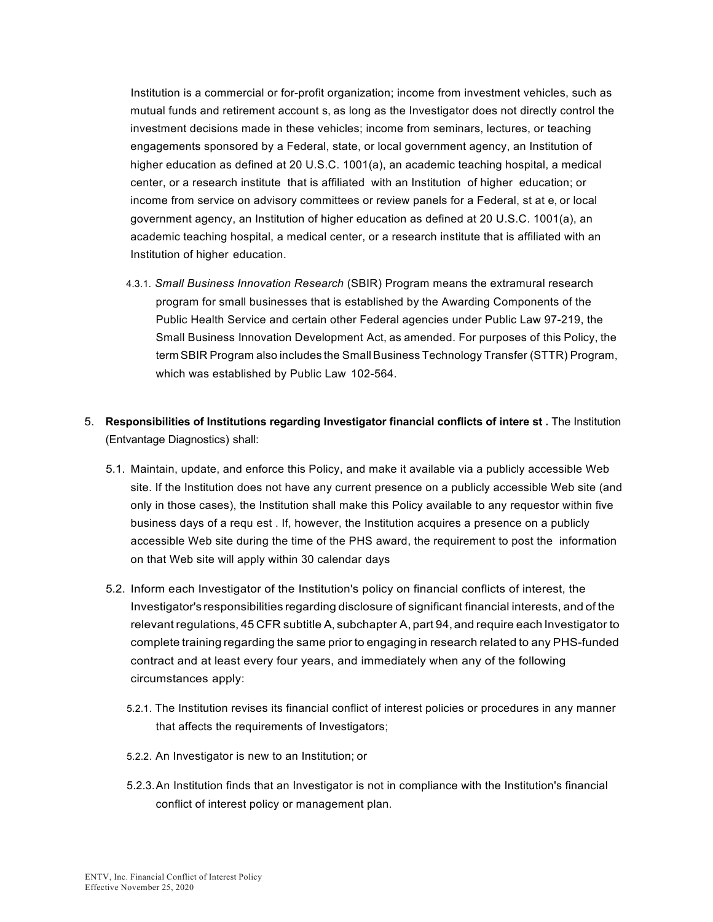Institution is a commercial or for-profit organization; income from investment vehicles, such as mutual funds and retirement accounts, as long as the Investigator does not directly control the investment decisions made in these vehicles; income from seminars, lectures, or teaching engagements sponsored by a Federal, state, or local government agency, an Institution of higher education as defined at 20 U.S.C. 1001(a), an academic teaching hospital, a medical center, or a research institute that is affiliated with an Institution of higher education; or income from service on advisory committees or review panels for a Federal, state, or local government agency, an Institution of higher education as defined at 20 U.S.C. 1001(a), an academic teaching hospital, a medical center, or a research institute that is affiliated with an Institution of higher education.

4.3.1. *Small Business Innovation Research* (SBIR) Program means the extramural research program for small businesses that is established by the Awarding Components of the Public Health Service and certain other Federal agencies under Public Law 97-219, the Small Business Innovation Development Act, as amended. For purposes of this Policy, the term SBIR Program also includes the Small Business Technology Transfer (STTR) Program, which was established by Public Law 102-564.

5. **Responsibilities of Institutions regarding Investigator financial conflicts of interest .** The Institution (Entvantage Diagnostics) shall:

5.1. Maintain, update, and enforce this Policy, and make it available via a publicly accessible Web site. If the Institution does not have any current presence on a publicly accessible Web site (and only in those cases), the Institution shall make this Policy available to any requestor within five business days of a request . If, however, the Institution acquires a presence on a publicly accessible Web site during the time of the PHS award, the requirement to post the information on that Web site will apply within 30 calendar days

5.2. Inform each Investigator of the Institution's policy on financial conflicts of interest, the Investigator's responsibilities regarding disclosure of significant financial interests, and of the relevant regulations, 45 CFR subtitle A, subchapter A, part 94, and require each Investigator to complete training regarding the same prior to engaging in research related to any PHS-funded contract and at least every four years, and immediately when any of the following circumstances apply:

5.2.1. The Institution revises its financial conflict of interest policies or procedures in any manner that affects the requirements of Investigators;

5.2.2. An Investigator is new to an Institution; or

5.2.3. An Institution finds that an Investigator is not in compliance with the Institution's financial conflict of interest policy or management plan.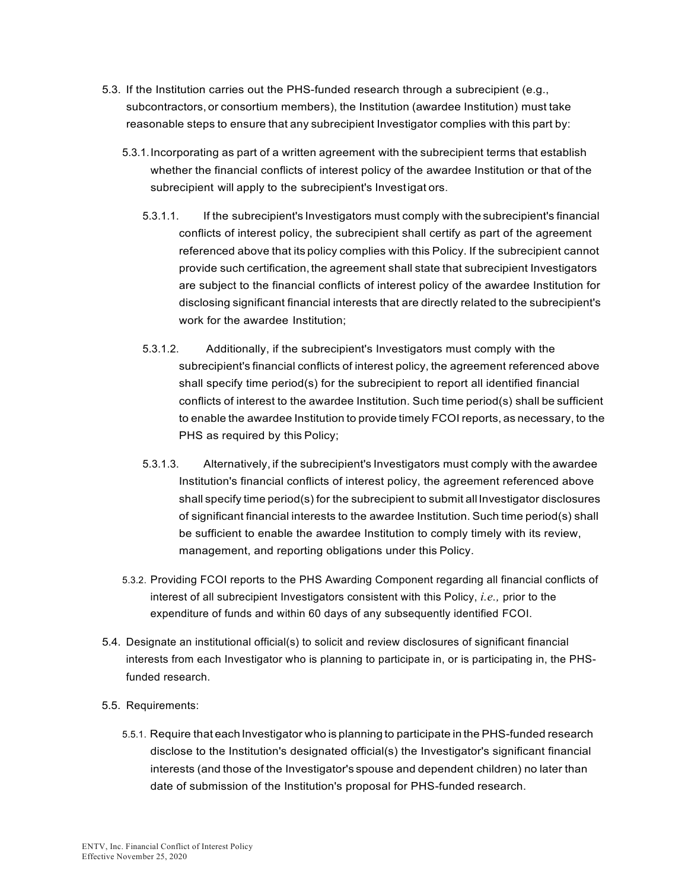5.3. If the Institution carries out the PHS-funded research through a subrecipient (e.g., subcontractors, or consortium members), the Institution (awardee Institution) must take reasonable steps to ensure that any subrecipient Investigator complies with this part by:

   5.3.1. Incorporating as part of a written agreement with the subrecipient terms that establish whether the financial conflicts of interest policy of the awardee Institution or that of the subrecipient will apply to the subrecipient's Investigators.

      5.3.1.1. If the subrecipient's Investigators must comply with the subrecipient's financial conflicts of interest policy, the subrecipient shall certify as part of the agreement referenced above that its policy complies with this Policy. If the subrecipient cannot provide such certification, the agreement shall state that subrecipient Investigators are subject to the financial conflicts of interest policy of the awardee Institution for disclosing significant financial interests that are directly related to the subrecipient's work for the awardee Institution;

      5.3.1.2. Additionally, if the subrecipient's Investigators must comply with the subrecipient's financial conflicts of interest policy, the agreement referenced above shall specify time period(s) for the subrecipient to report all identified financial conflicts of interest to the awardee Institution. Such time period(s) shall be sufficient to enable the awardee Institution to provide timely FCOI reports, as necessary, to the PHS as required by this Policy;

      5.3.1.3. Alternatively, if the subrecipient's Investigators must comply with the awardee Institution's financial conflicts of interest policy, the agreement referenced above shall specify time period(s) for the subrecipient to submit all Investigator disclosures of significant financial interests to the awardee Institution. Such time period(s) shall be sufficient to enable the awardee Institution to comply timely with its review, management, and reporting obligations under this Policy.

   5.3.2. Providing FCOI reports to the PHS Awarding Component regarding all financial conflicts of interest of all subrecipient Investigators consistent with this Policy, *i.e.,* prior to the expenditure of funds and within 60 days of any subsequently identified FCOI.

5.4. Designate an institutional official(s) to solicit and review disclosures of significant financial interests from each Investigator who is planning to participate in, or is participating in, the PHS-funded research.

5.5. Requirements:

   5.5.1. Require that each Investigator who is planning to participate in the PHS-funded research disclose to the Institution's designated official(s) the Investigator's significant financial interests (and those of the Investigator's spouse and dependent children) no later than date of submission of the Institution's proposal for PHS-funded research.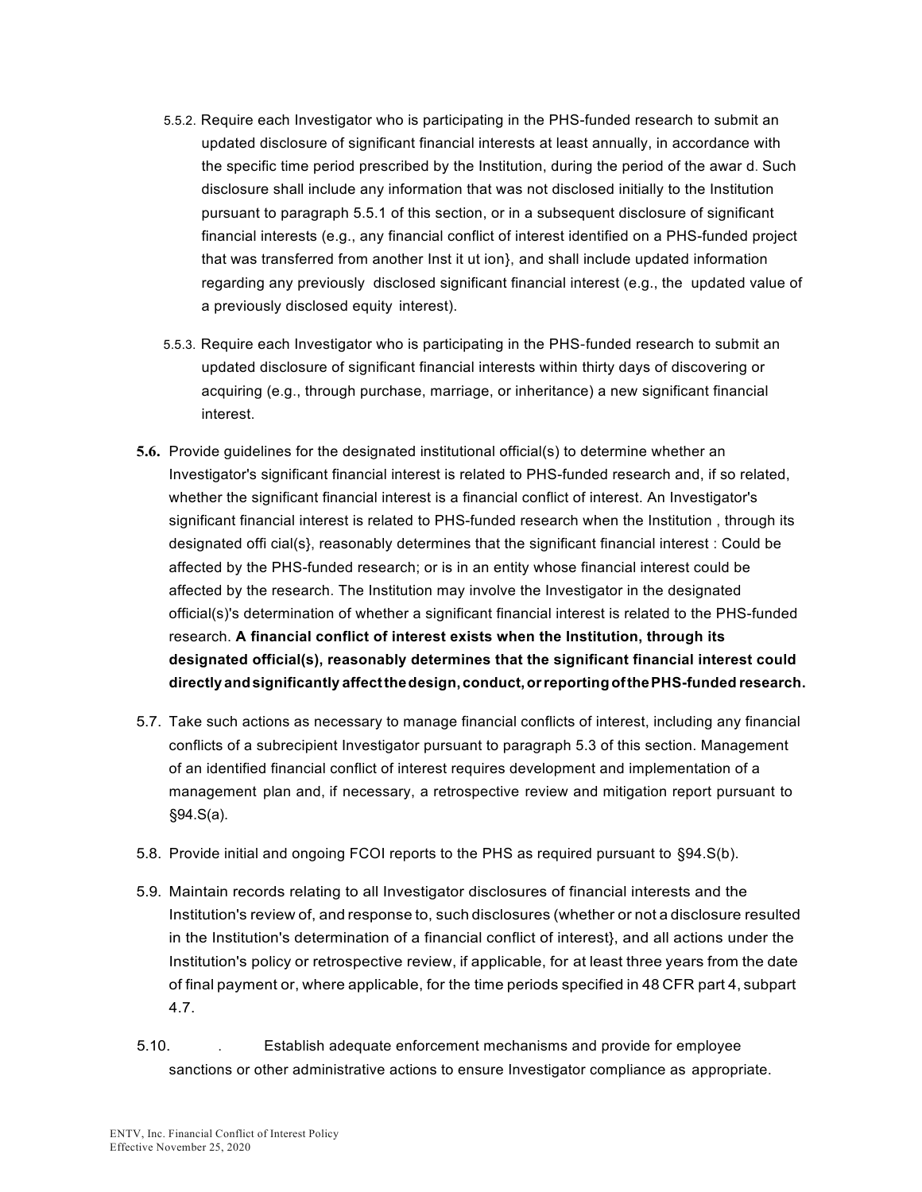5.5.2. Require each Investigator who is participating in the PHS-funded research to submit an updated disclosure of significant financial interests at least annually, in accordance with the specific time period prescribed by the Institution, during the period of the awar d. Such disclosure shall include any information that was not disclosed initially to the Institution pursuant to paragraph 5.5.1 of this section, or in a subsequent disclosure of significant financial interests (e.g., any financial conflict of interest identified on a PHS-funded project that was transferred from another Inst it ut ion}, and shall include updated information regarding any previously disclosed significant financial interest (e.g., the updated value of a previously disclosed equity interest).

5.5.3. Require each Investigator who is participating in the PHS-funded research to submit an updated disclosure of significant financial interests within thirty days of discovering or acquiring (e.g., through purchase, marriage, or inheritance) a new significant financial interest.

**5.6.** Provide guidelines for the designated institutional official(s) to determine whether an Investigator's significant financial interest is related to PHS-funded research and, if so related, whether the significant financial interest is a financial conflict of interest. An Investigator's significant financial interest is related to PHS-funded research when the Institution , through its designated offi cial(s}, reasonably determines that the significant financial interest : Could be affected by the PHS-funded research; or is in an entity whose financial interest could be affected by the research. The Institution may involve the Investigator in the designated official(s)'s determination of whether a significant financial interest is related to the PHS-funded research. **A financial conflict of interest exists when the Institution, through its designated official(s), reasonably determines that the significant financial interest could directly and significantly affect the design, conduct, or reporting of the PHS-funded research.**

5.7. Take such actions as necessary to manage financial conflicts of interest, including any financial conflicts of a subrecipient Investigator pursuant to paragraph 5.3 of this section. Management of an identified financial conflict of interest requires development and implementation of a management plan and, if necessary, a retrospective review and mitigation report pursuant to §94.S(a).

5.8. Provide initial and ongoing FCOI reports to the PHS as required pursuant to §94.S(b).

5.9. Maintain records relating to all Investigator disclosures of financial interests and the Institution's review of, and response to, such disclosures (whether or not a disclosure resulted in the Institution's determination of a financial conflict of interest}, and all actions under the Institution's policy or retrospective review, if applicable, for at least three years from the date of final payment or, where applicable, for the time periods specified in 48 CFR part 4, subpart 4.7.

5.10. . Establish adequate enforcement mechanisms and provide for employee sanctions or other administrative actions to ensure Investigator compliance as appropriate.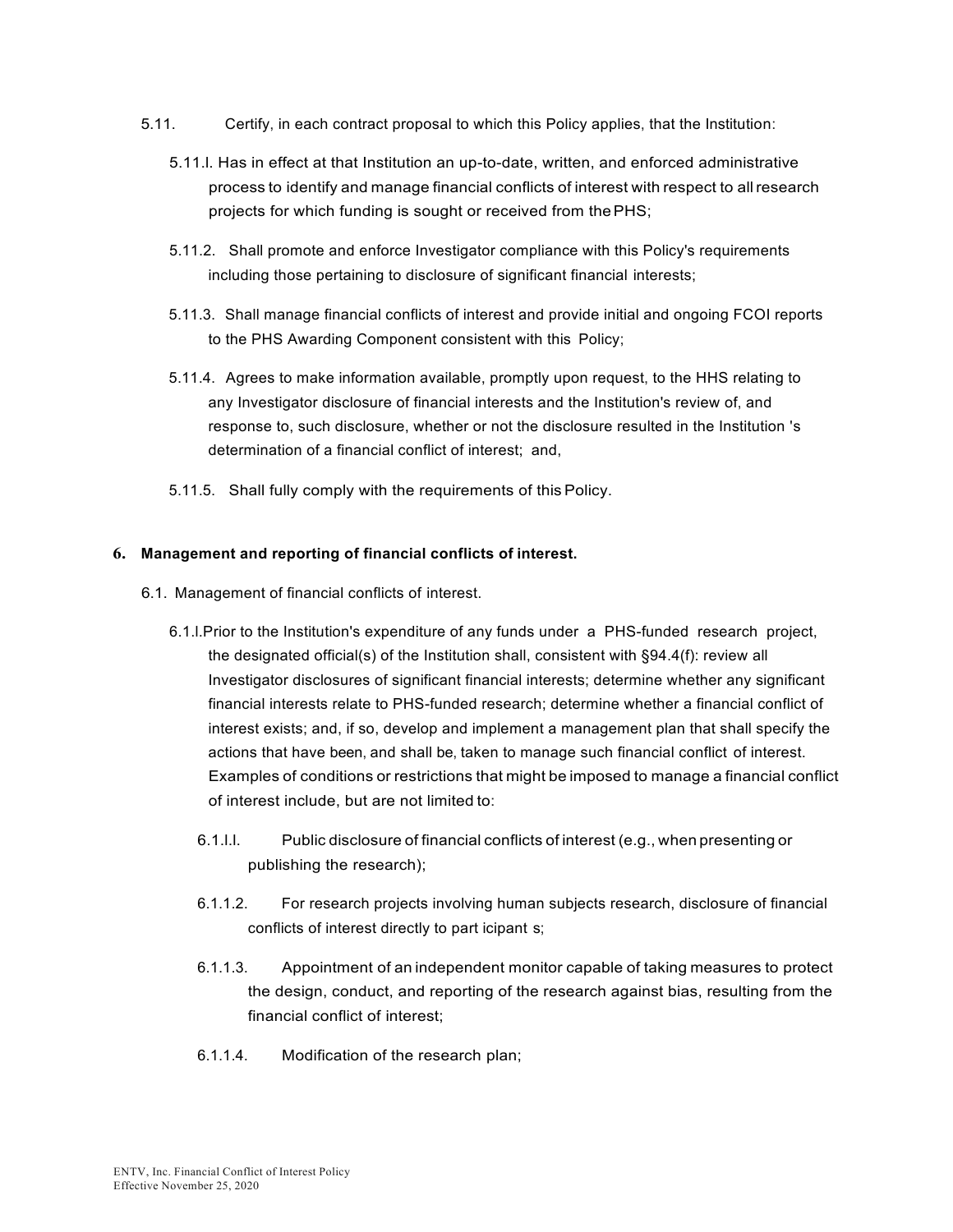5.11. Certify, in each contract proposal to which this Policy applies, that the Institution:

5.11.l. Has in effect at that Institution an up-to-date, written, and enforced administrative process to identify and manage financial conflicts of interest with respect to all research projects for which funding is sought or received from the PHS;

5.11.2. Shall promote and enforce Investigator compliance with this Policy's requirements including those pertaining to disclosure of significant financial interests;

5.11.3. Shall manage financial conflicts of interest and provide initial and ongoing FCOI reports to the PHS Awarding Component consistent with this Policy;

5.11.4. Agrees to make information available, promptly upon request, to the HHS relating to any Investigator disclosure of financial interests and the Institution's review of, and response to, such disclosure, whether or not the disclosure resulted in the Institution 's determination of a financial conflict of interest; and,

5.11.5. Shall fully comply with the requirements of this Policy.

**6. Management and reporting of financial conflicts of interest.**

6.1. Management of financial conflicts of interest.

6.1.l. Prior to the Institution's expenditure of any funds under a PHS-funded research project, the designated official(s) of the Institution shall, consistent with §94.4(f): review all Investigator disclosures of significant financial interests; determine whether any significant financial interests relate to PHS-funded research; determine whether a financial conflict of interest exists; and, if so, develop and implement a management plan that shall specify the actions that have been, and shall be, taken to manage such financial conflict of interest. Examples of conditions or restrictions that might be imposed to manage a financial conflict of interest include, but are not limited to:

6.1.l.l. Public disclosure of financial conflicts of interest (e.g., when presenting or publishing the research);

6.1.1.2. For research projects involving human subjects research, disclosure of financial conflicts of interest directly to part icipant s;

6.1.1.3. Appointment of an independent monitor capable of taking measures to protect the design, conduct, and reporting of the research against bias, resulting from the financial conflict of interest;

6.1.1.4. Modification of the research plan;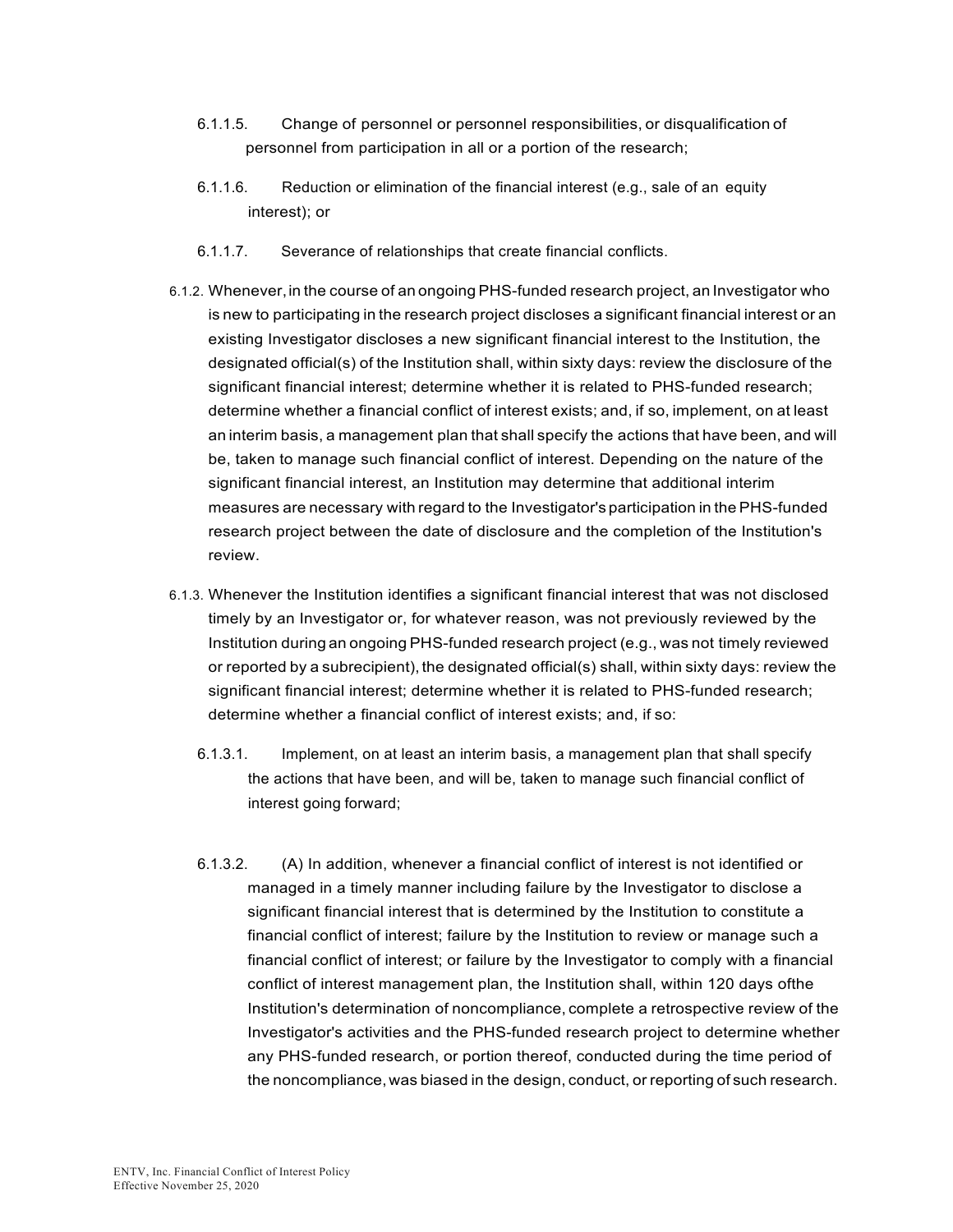6.1.1.5. Change of personnel or personnel responsibilities, or disqualification of personnel from participation in all or a portion of the research;

6.1.1.6. Reduction or elimination of the financial interest (e.g., sale of an equity interest); or

6.1.1.7. Severance of relationships that create financial conflicts.

6.1.2. Whenever, in the course of an ongoing PHS-funded research project, an Investigator who is new to participating in the research project discloses a significant financial interest or an existing Investigator discloses a new significant financial interest to the Institution, the designated official(s) of the Institution shall, within sixty days: review the disclosure of the significant financial interest; determine whether it is related to PHS-funded research; determine whether a financial conflict of interest exists; and, if so, implement, on at least an interim basis, a management plan that shall specify the actions that have been, and will be, taken to manage such financial conflict of interest. Depending on the nature of the significant financial interest, an Institution may determine that additional interim measures are necessary with regard to the Investigator's participation in the PHS-funded research project between the date of disclosure and the completion of the Institution's review.

6.1.3. Whenever the Institution identifies a significant financial interest that was not disclosed timely by an Investigator or, for whatever reason, was not previously reviewed by the Institution during an ongoing PHS-funded research project (e.g., was not timely reviewed or reported by a subrecipient), the designated official(s) shall, within sixty days: review the significant financial interest; determine whether it is related to PHS-funded research; determine whether a financial conflict of interest exists; and, if so:

6.1.3.1. Implement, on at least an interim basis, a management plan that shall specify the actions that have been, and will be, taken to manage such financial conflict of interest going forward;

6.1.3.2. (A) In addition, whenever a financial conflict of interest is not identified or managed in a timely manner including failure by the Investigator to disclose a significant financial interest that is determined by the Institution to constitute a financial conflict of interest; failure by the Institution to review or manage such a financial conflict of interest; or failure by the Investigator to comply with a financial conflict of interest management plan, the Institution shall, within 120 days ofthe Institution's determination of noncompliance, complete a retrospective review of the Investigator's activities and the PHS-funded research project to determine whether any PHS-funded research, or portion thereof, conducted during the time period of the noncompliance, was biased in the design, conduct, or reporting of such research.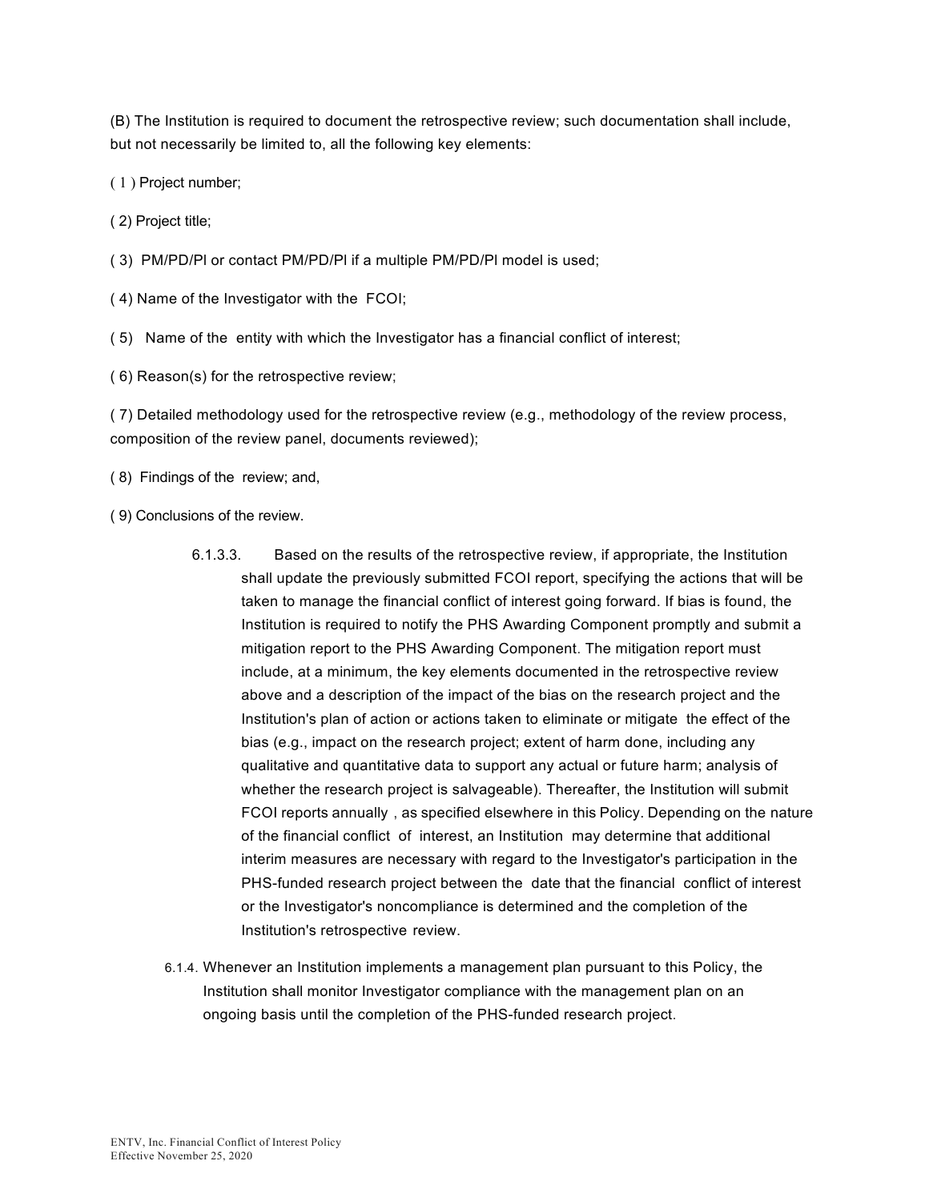(B) The Institution is required to document the retrospective review; such documentation shall include, but not necessarily be limited to, all the following key elements:

( 1 ) Project number;

( 2) Project title;

( 3) PM/PD/PI or contact PM/PD/PI if a multiple PM/PD/PI model is used;

( 4) Name of the Investigator with the FCOI;

( 5) Name of the entity with which the Investigator has a financial conflict of interest;

( 6) Reason(s) for the retrospective review;

( 7) Detailed methodology used for the retrospective review (e.g., methodology of the review process, composition of the review panel, documents reviewed);

( 8) Findings of the review; and,

( 9) Conclusions of the review.

6.1.3.3. Based on the results of the retrospective review, if appropriate, the Institution shall update the previously submitted FCOI report, specifying the actions that will be taken to manage the financial conflict of interest going forward. If bias is found, the Institution is required to notify the PHS Awarding Component promptly and submit a mitigation report to the PHS Awarding Component. The mitigation report must include, at a minimum, the key elements documented in the retrospective review above and a description of the impact of the bias on the research project and the Institution's plan of action or actions taken to eliminate or mitigate the effect of the bias (e.g., impact on the research project; extent of harm done, including any qualitative and quantitative data to support any actual or future harm; analysis of whether the research project is salvageable). Thereafter, the Institution will submit FCOI reports annually , as specified elsewhere in this Policy. Depending on the nature of the financial conflict of interest, an Institution may determine that additional interim measures are necessary with regard to the Investigator's participation in the PHS-funded research project between the date that the financial conflict of interest or the Investigator's noncompliance is determined and the completion of the Institution's retrospective review.

6.1.4. Whenever an Institution implements a management plan pursuant to this Policy, the Institution shall monitor Investigator compliance with the management plan on an ongoing basis until the completion of the PHS-funded research project.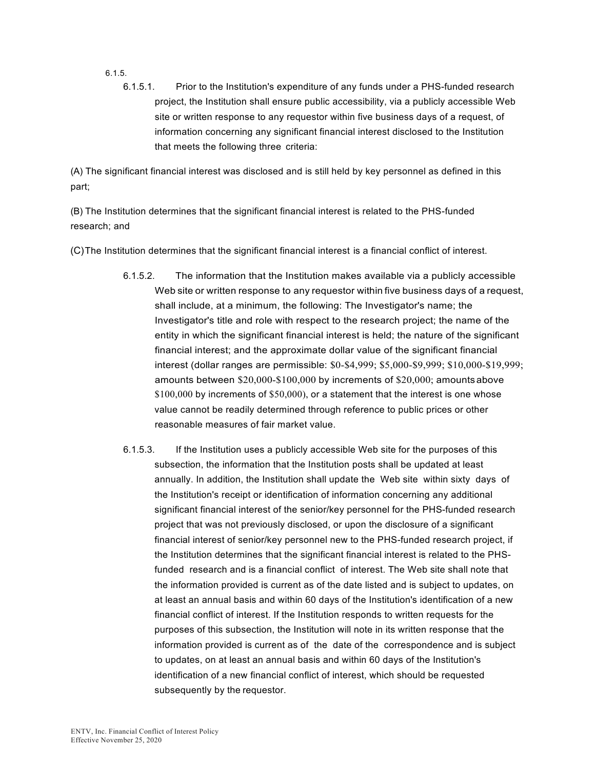6.1.5.

6.1.5.1. Prior to the Institution's expenditure of any funds under a PHS-funded research project, the Institution shall ensure public accessibility, via a publicly accessible Web site or written response to any requestor within five business days of a request, of information concerning any significant financial interest disclosed to the Institution that meets the following three criteria:

(A) The significant financial interest was disclosed and is still held by key personnel as defined in this part;

(B) The Institution determines that the significant financial interest is related to the PHS-funded research; and

(C) The Institution determines that the significant financial interest is a financial conflict of interest.

6.1.5.2. The information that the Institution makes available via a publicly accessible Web site or written response to any requestor within five business days of a request, shall include, at a minimum, the following: The Investigator's name; the Investigator's title and role with respect to the research project; the name of the entity in which the significant financial interest is held; the nature of the significant financial interest; and the approximate dollar value of the significant financial interest (dollar ranges are permissible: $0-$4,999; $5,000-$9,999; $10,000-$19,999; amounts between $20,000-$100,000 by increments of $20,000; amounts above $100,000 by increments of $50,000), or a statement that the interest is one whose value cannot be readily determined through reference to public prices or other reasonable measures of fair market value.

6.1.5.3. If the Institution uses a publicly accessible Web site for the purposes of this subsection, the information that the Institution posts shall be updated at least annually. In addition, the Institution shall update the Web site within sixty days of the Institution's receipt or identification of information concerning any additional significant financial interest of the senior/key personnel for the PHS-funded research project that was not previously disclosed, or upon the disclosure of a significant financial interest of senior/key personnel new to the PHS-funded research project, if the Institution determines that the significant financial interest is related to the PHS-funded research and is a financial conflict of interest. The Web site shall note that the information provided is current as of the date listed and is subject to updates, on at least an annual basis and within 60 days of the Institution's identification of a new financial conflict of interest. If the Institution responds to written requests for the purposes of this subsection, the Institution will note in its written response that the information provided is current as of the date of the correspondence and is subject to updates, on at least an annual basis and within 60 days of the Institution's identification of a new financial conflict of interest, which should be requested subsequently by the requestor.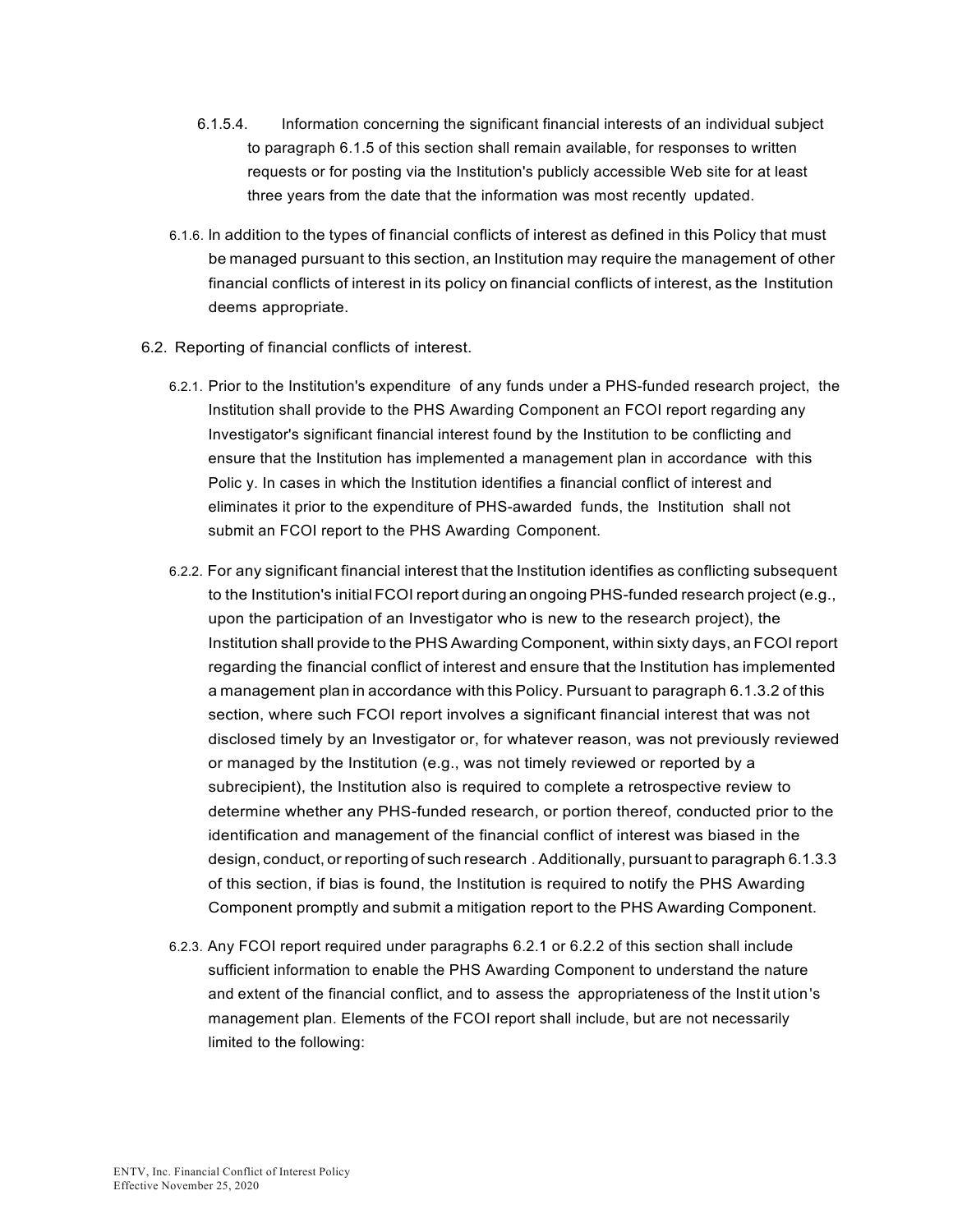6.1.5.4. Information concerning the significant financial interests of an individual subject to paragraph 6.1.5 of this section shall remain available, for responses to written requests or for posting via the Institution's publicly accessible Web site for at least three years from the date that the information was most recently updated.

6.1.6. In addition to the types of financial conflicts of interest as defined in this Policy that must be managed pursuant to this section, an Institution may require the management of other financial conflicts of interest in its policy on financial conflicts of interest, as the Institution deems appropriate.

6.2. Reporting of financial conflicts of interest.

6.2.1. Prior to the Institution's expenditure of any funds under a PHS-funded research project, the Institution shall provide to the PHS Awarding Component an FCOI report regarding any Investigator's significant financial interest found by the Institution to be conflicting and ensure that the Institution has implemented a management plan in accordance with this Polic y. In cases in which the Institution identifies a financial conflict of interest and eliminates it prior to the expenditure of PHS-awarded funds, the Institution shall not submit an FCOI report to the PHS Awarding Component.

6.2.2. For any significant financial interest that the Institution identifies as conflicting subsequent to the Institution's initial FCOI report during an ongoing PHS-funded research project (e.g., upon the participation of an Investigator who is new to the research project), the Institution shall provide to the PHS Awarding Component, within sixty days, an FCOI report regarding the financial conflict of interest and ensure that the Institution has implemented a management plan in accordance with this Policy. Pursuant to paragraph 6.1.3.2 of this section, where such FCOI report involves a significant financial interest that was not disclosed timely by an Investigator or, for whatever reason, was not previously reviewed or managed by the Institution (e.g., was not timely reviewed or reported by a subrecipient), the Institution also is required to complete a retrospective review to determine whether any PHS-funded research, or portion thereof, conducted prior to the identification and management of the financial conflict of interest was biased in the design, conduct, or reporting of such research . Additionally, pursuant to paragraph 6.1.3.3 of this section, if bias is found, the Institution is required to notify the PHS Awarding Component promptly and submit a mitigation report to the PHS Awarding Component.

6.2.3. Any FCOI report required under paragraphs 6.2.1 or 6.2.2 of this section shall include sufficient information to enable the PHS Awarding Component to understand the nature and extent of the financial conflict, and to assess the appropriateness of the Instit ution's management plan. Elements of the FCOI report shall include, but are not necessarily limited to the following: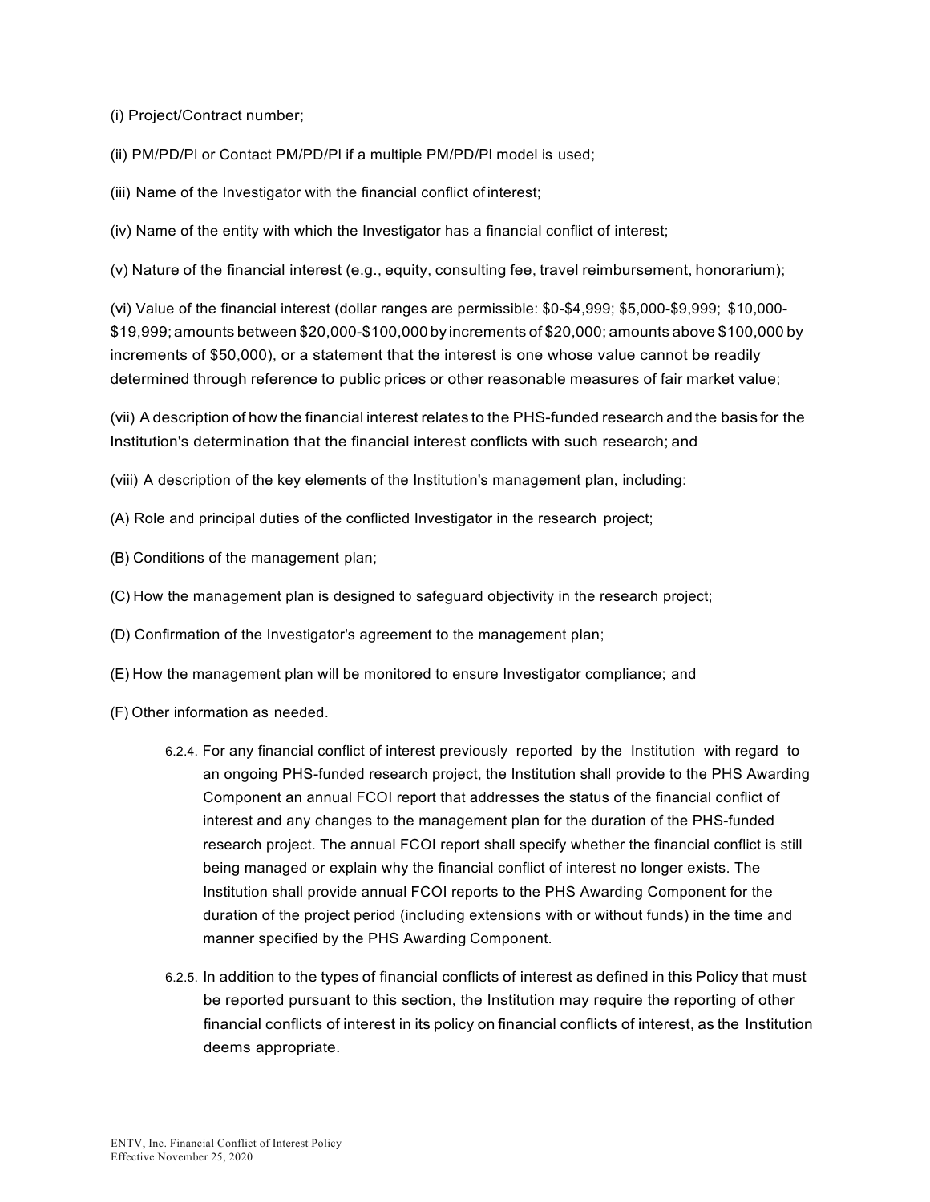(i) Project/Contract number;

(ii) PM/PD/PI or Contact PM/PD/PI if a multiple PM/PD/PI model is used;

(iii) Name of the Investigator with the financial conflict of interest;

(iv) Name of the entity with which the Investigator has a financial conflict of interest;

(v) Nature of the financial interest (e.g., equity, consulting fee, travel reimbursement, honorarium);

(vi) Value of the financial interest (dollar ranges are permissible: $0-$4,999; $5,000-$9,999; $10,000-$19,999; amounts between $20,000-$100,000 by increments of $20,000; amounts above $100,000 by increments of $50,000), or a statement that the interest is one whose value cannot be readily determined through reference to public prices or other reasonable measures of fair market value;

(vii) A description of how the financial interest relates to the PHS-funded research and the basis for the Institution's determination that the financial interest conflicts with such research; and

(viii) A description of the key elements of the Institution's management plan, including:

(A) Role and principal duties of the conflicted Investigator in the research project;

(B) Conditions of the management plan;

(C) How the management plan is designed to safeguard objectivity in the research project;

(D) Confirmation of the Investigator's agreement to the management plan;

(E) How the management plan will be monitored to ensure Investigator compliance; and

(F) Other information as needed.

6.2.4. For any financial conflict of interest previously reported by the Institution with regard to an ongoing PHS-funded research project, the Institution shall provide to the PHS Awarding Component an annual FCOI report that addresses the status of the financial conflict of interest and any changes to the management plan for the duration of the PHS-funded research project. The annual FCOI report shall specify whether the financial conflict is still being managed or explain why the financial conflict of interest no longer exists. The Institution shall provide annual FCOI reports to the PHS Awarding Component for the duration of the project period (including extensions with or without funds) in the time and manner specified by the PHS Awarding Component.

6.2.5. In addition to the types of financial conflicts of interest as defined in this Policy that must be reported pursuant to this section, the Institution may require the reporting of other financial conflicts of interest in its policy on financial conflicts of interest, as the Institution deems appropriate.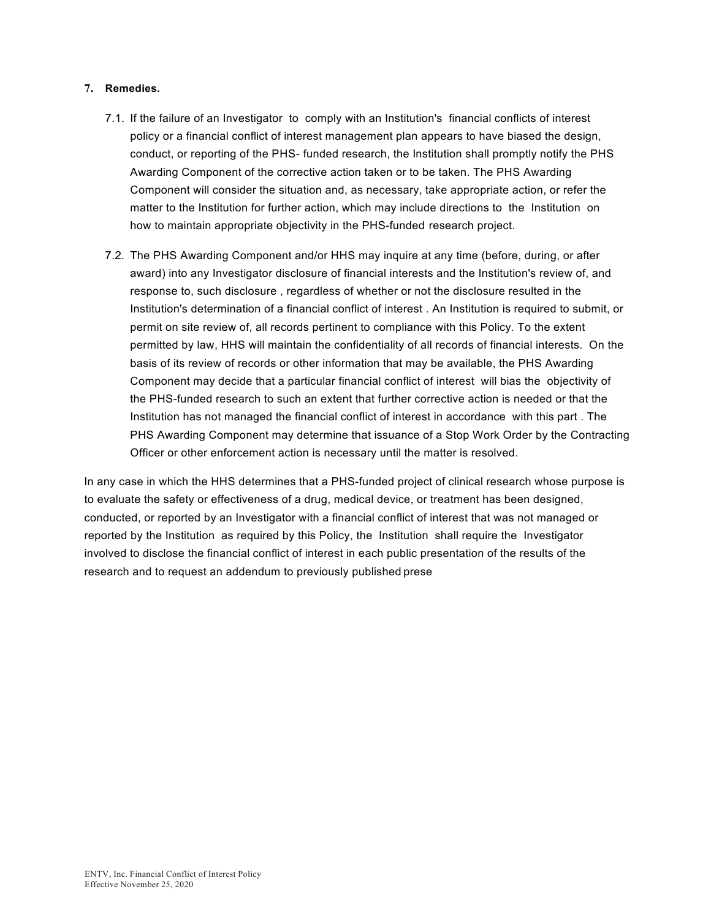**7. Remedies.**

7.1. If the failure of an Investigator to comply with an Institution's financial conflicts of interest policy or a financial conflict of interest management plan appears to have biased the design, conduct, or reporting of the PHS- funded research, the Institution shall promptly notify the PHS Awarding Component of the corrective action taken or to be taken. The PHS Awarding Component will consider the situation and, as necessary, take appropriate action, or refer the matter to the Institution for further action, which may include directions to the Institution on how to maintain appropriate objectivity in the PHS-funded research project.

7.2. The PHS Awarding Component and/or HHS may inquire at any time (before, during, or after award) into any Investigator disclosure of financial interests and the Institution's review of, and response to, such disclosure , regardless of whether or not the disclosure resulted in the Institution's determination of a financial conflict of interest . An Institution is required to submit, or permit on site review of, all records pertinent to compliance with this Policy. To the extent permitted by law, HHS will maintain the confidentiality of all records of financial interests. On the basis of its review of records or other information that may be available, the PHS Awarding Component may decide that a particular financial conflict of interest will bias the objectivity of the PHS-funded research to such an extent that further corrective action is needed or that the Institution has not managed the financial conflict of interest in accordance with this part . The PHS Awarding Component may determine that issuance of a Stop Work Order by the Contracting Officer or other enforcement action is necessary until the matter is resolved.

In any case in which the HHS determines that a PHS-funded project of clinical research whose purpose is to evaluate the safety or effectiveness of a drug, medical device, or treatment has been designed, conducted, or reported by an Investigator with a financial conflict of interest that was not managed or reported by the Institution as required by this Policy, the Institution shall require the Investigator involved to disclose the financial conflict of interest in each public presentation of the results of the research and to request an addendum to previously published prese